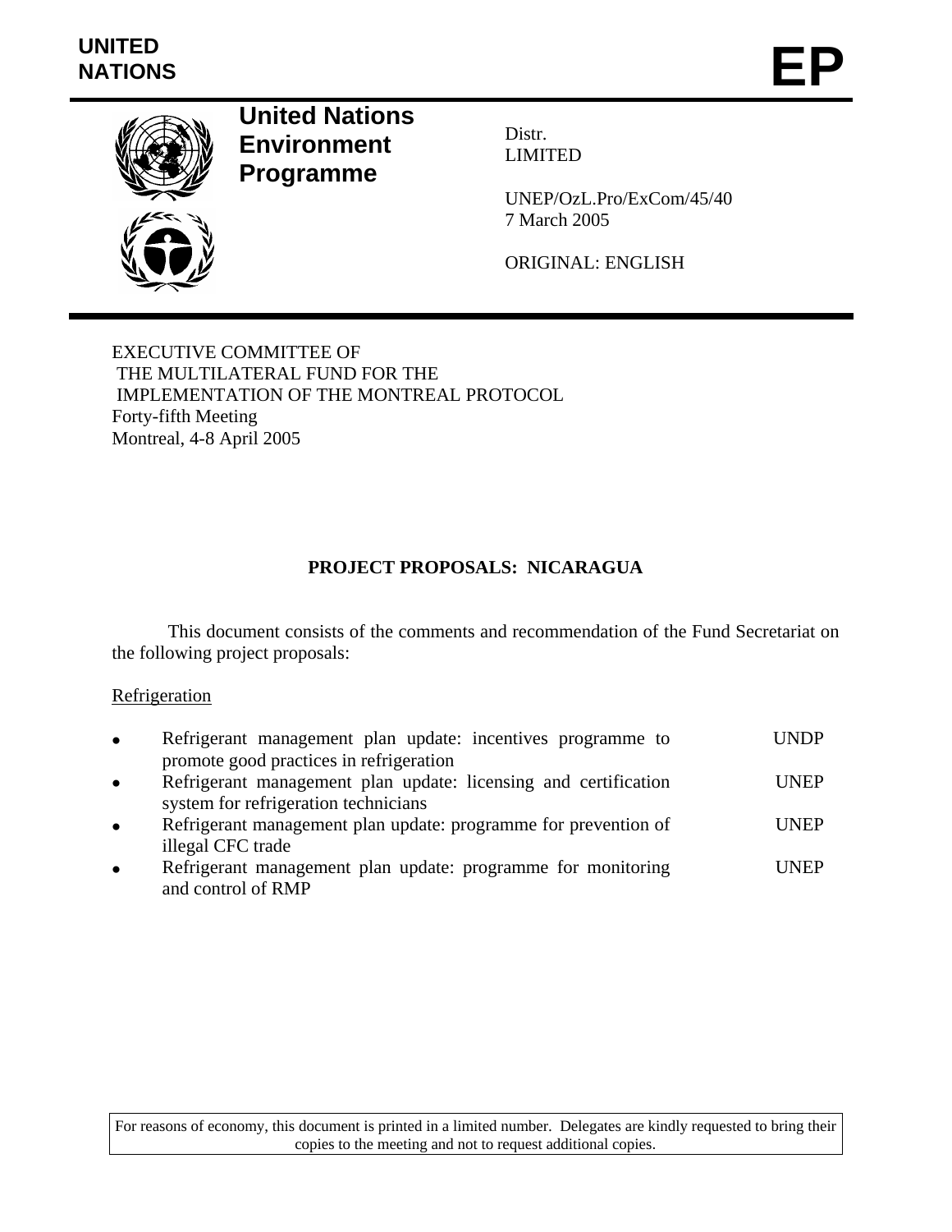UNITED NATIONS

# EP

**United Nations Environment Programme**

Distr.
LIMITED

UNEP/OzL.Pro/ExCom/45/40
7 March 2005

ORIGINAL: ENGLISH

EXECUTIVE COMMITTEE OF
THE MULTILATERAL FUND FOR THE
IMPLEMENTATION OF THE MONTREAL PROTOCOL
Forty-fifth Meeting
Montreal, 4-8 April 2005

## PROJECT PROPOSALS: NICARAGUA

This document consists of the comments and recommendation of the Fund Secretariat on the following project proposals:

Refrigeration

| | |
|---|---|
| • Refrigerant management plan update: incentives programme to promote good practices in refrigeration | UNDP |
| • Refrigerant management plan update: licensing and certification system for refrigeration technicians | UNEP |
| • Refrigerant management plan update: programme for prevention of illegal CFC trade | UNEP |
| • Refrigerant management plan update: programme for monitoring and control of RMP | UNEP |

For reasons of economy, this document is printed in a limited number. Delegates are kindly requested to bring their copies to the meeting and not to request additional copies.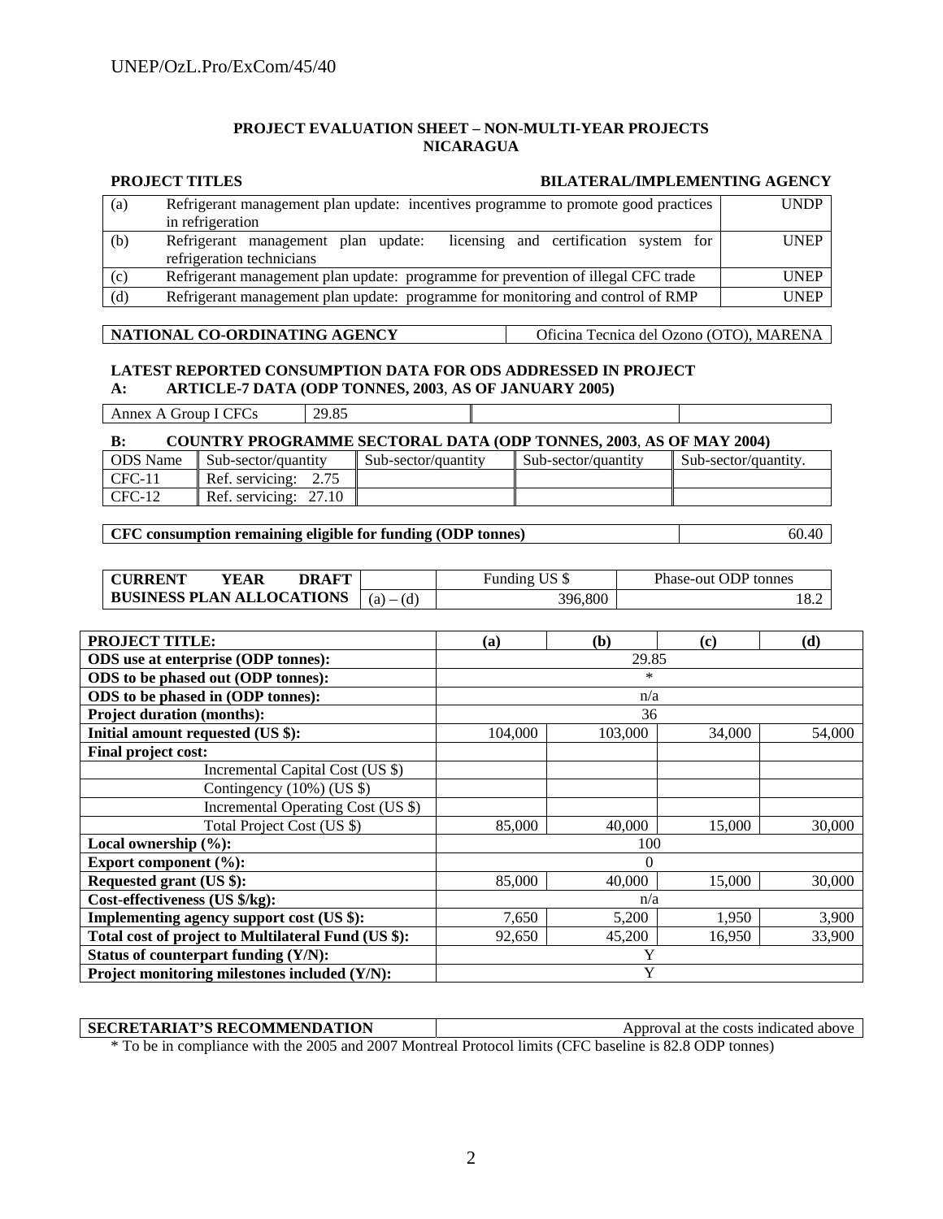**PROJECT EVALUATION SHEET – NON-MULTI-YEAR PROJECTS**
**NICARAGUA**

| PROJECT TITLES | | BILATERAL/IMPLEMENTING AGENCY |
|---|---|---|
| (a) | Refrigerant management plan update: incentives programme to promote good practices in refrigeration | UNDP |
| (b) | Refrigerant management plan update: licensing and certification system for refrigeration technicians | UNEP |
| (c) | Refrigerant management plan update: programme for prevention of illegal CFC trade | UNEP |
| (d) | Refrigerant management plan update: programme for monitoring and control of RMP | UNEP |

| NATIONAL CO-ORDINATING AGENCY | Oficina Tecnica del Ozono (OTO), MARENA |
|---|---|

**LATEST REPORTED CONSUMPTION DATA FOR ODS ADDRESSED IN PROJECT**
**A: ARTICLE-7 DATA (ODP TONNES, 2003, AS OF JANUARY 2005)**

| Annex A Group I CFCs | 29.85 | | |
|---|---|---|---|

**B: COUNTRY PROGRAMME SECTORAL DATA (ODP TONNES, 2003, AS OF MAY 2004)**

| ODS Name | Sub-sector/quantity | Sub-sector/quantity | Sub-sector/quantity | Sub-sector/quantity. |
|---|---|---|---|---|
| CFC-11 | Ref. servicing: 2.75 | | | |
| CFC-12 | Ref. servicing: 27.10 | | | |

| CFC consumption remaining eligible for funding (ODP tonnes) | 60.40 |
|---|---|

| CURRENT YEAR DRAFT BUSINESS PLAN ALLOCATIONS | | Funding US $ | Phase-out ODP tonnes |
|---|---|---|---|
| | (a) – (d) | 396,800 | 18.2 |

| PROJECT TITLE: | (a) | (b) | (c) | (d) |
|---|---|---|---|---|
| **ODS use at enterprise (ODP tonnes):** | 29.85 | | | |
| **ODS to be phased out (ODP tonnes):** | * | | | |
| **ODS to be phased in (ODP tonnes):** | n/a | | | |
| **Project duration (months):** | 36 | | | |
| **Initial amount requested (US $):** | 104,000 | 103,000 | 34,000 | 54,000 |
| **Final project cost:** | | | | |
| Incremental Capital Cost (US $) | | | | |
| Contingency (10%) (US $) | | | | |
| Incremental Operating Cost (US $) | | | | |
| Total Project Cost (US $) | 85,000 | 40,000 | 15,000 | 30,000 |
| **Local ownership (%):** | 100 | | | |
| **Export component (%):** | 0 | | | |
| **Requested grant (US $):** | 85,000 | 40,000 | 15,000 | 30,000 |
| **Cost-effectiveness (US $/kg):** | n/a | | | |
| **Implementing agency support cost (US $):** | 7,650 | 5,200 | 1,950 | 3,900 |
| **Total cost of project to Multilateral Fund (US $):** | 92,650 | 45,200 | 16,950 | 33,900 |
| **Status of counterpart funding (Y/N):** | Y | | | |
| **Project monitoring milestones included (Y/N):** | Y | | | |

| SECRETARIAT'S RECOMMENDATION | Approval at the costs indicated above |
|---|---|

* To be in compliance with the 2005 and 2007 Montreal Protocol limits (CFC baseline is 82.8 ODP tonnes)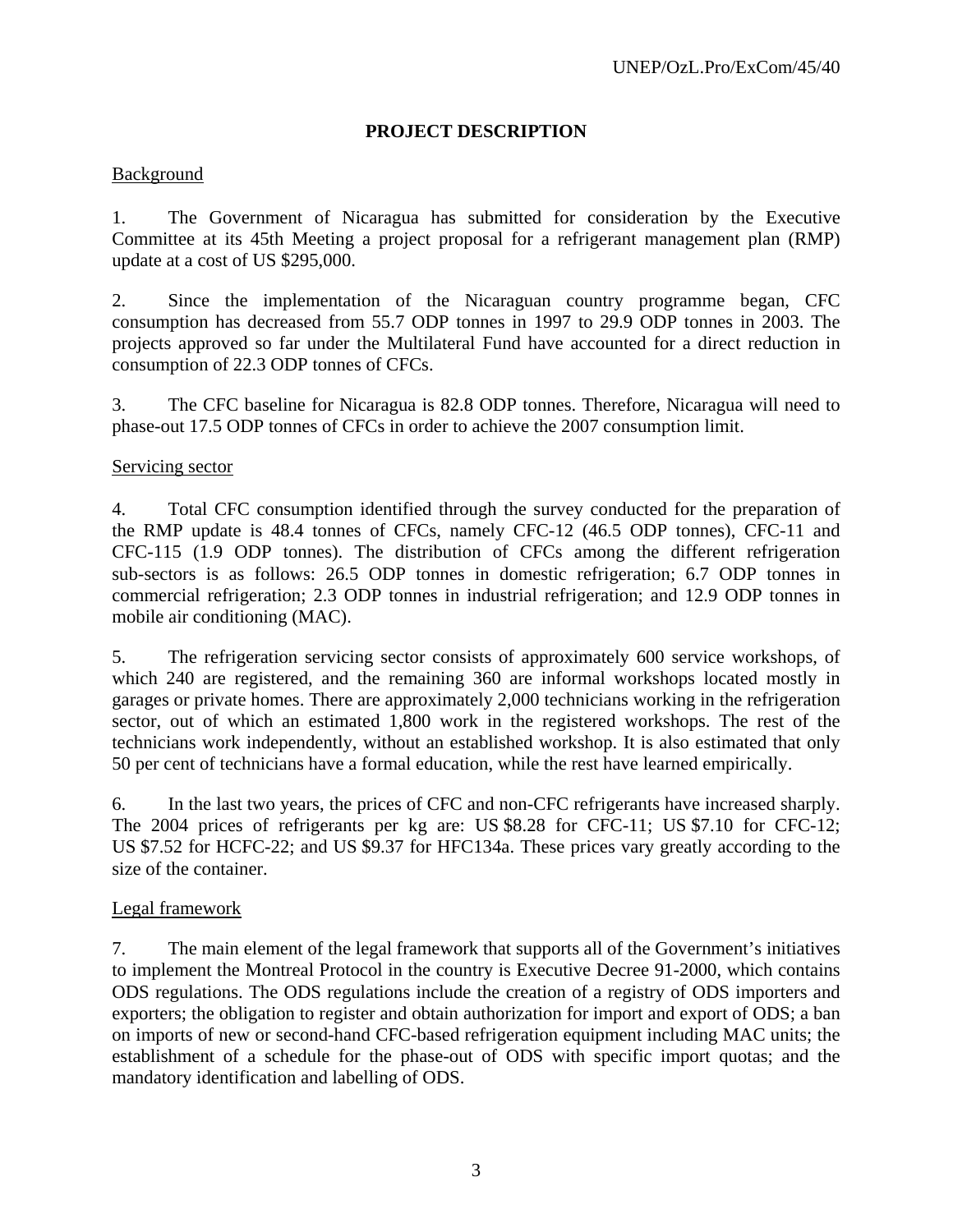**PROJECT DESCRIPTION**

Background

1. The Government of Nicaragua has submitted for consideration by the Executive Committee at its 45th Meeting a project proposal for a refrigerant management plan (RMP) update at a cost of US $295,000.

2. Since the implementation of the Nicaraguan country programme began, CFC consumption has decreased from 55.7 ODP tonnes in 1997 to 29.9 ODP tonnes in 2003. The projects approved so far under the Multilateral Fund have accounted for a direct reduction in consumption of 22.3 ODP tonnes of CFCs.

3. The CFC baseline for Nicaragua is 82.8 ODP tonnes. Therefore, Nicaragua will need to phase-out 17.5 ODP tonnes of CFCs in order to achieve the 2007 consumption limit.

Servicing sector

4. Total CFC consumption identified through the survey conducted for the preparation of the RMP update is 48.4 tonnes of CFCs, namely CFC-12 (46.5 ODP tonnes), CFC-11 and CFC-115 (1.9 ODP tonnes). The distribution of CFCs among the different refrigeration sub-sectors is as follows: 26.5 ODP tonnes in domestic refrigeration; 6.7 ODP tonnes in commercial refrigeration; 2.3 ODP tonnes in industrial refrigeration; and 12.9 ODP tonnes in mobile air conditioning (MAC).

5. The refrigeration servicing sector consists of approximately 600 service workshops, of which 240 are registered, and the remaining 360 are informal workshops located mostly in garages or private homes. There are approximately 2,000 technicians working in the refrigeration sector, out of which an estimated 1,800 work in the registered workshops. The rest of the technicians work independently, without an established workshop. It is also estimated that only 50 per cent of technicians have a formal education, while the rest have learned empirically.

6. In the last two years, the prices of CFC and non-CFC refrigerants have increased sharply. The 2004 prices of refrigerants per kg are: US $8.28 for CFC-11; US $7.10 for CFC-12; US $7.52 for HCFC-22; and US $9.37 for HFC134a. These prices vary greatly according to the size of the container.

Legal framework

7. The main element of the legal framework that supports all of the Government's initiatives to implement the Montreal Protocol in the country is Executive Decree 91-2000, which contains ODS regulations. The ODS regulations include the creation of a registry of ODS importers and exporters; the obligation to register and obtain authorization for import and export of ODS; a ban on imports of new or second-hand CFC-based refrigeration equipment including MAC units; the establishment of a schedule for the phase-out of ODS with specific import quotas; and the mandatory identification and labelling of ODS.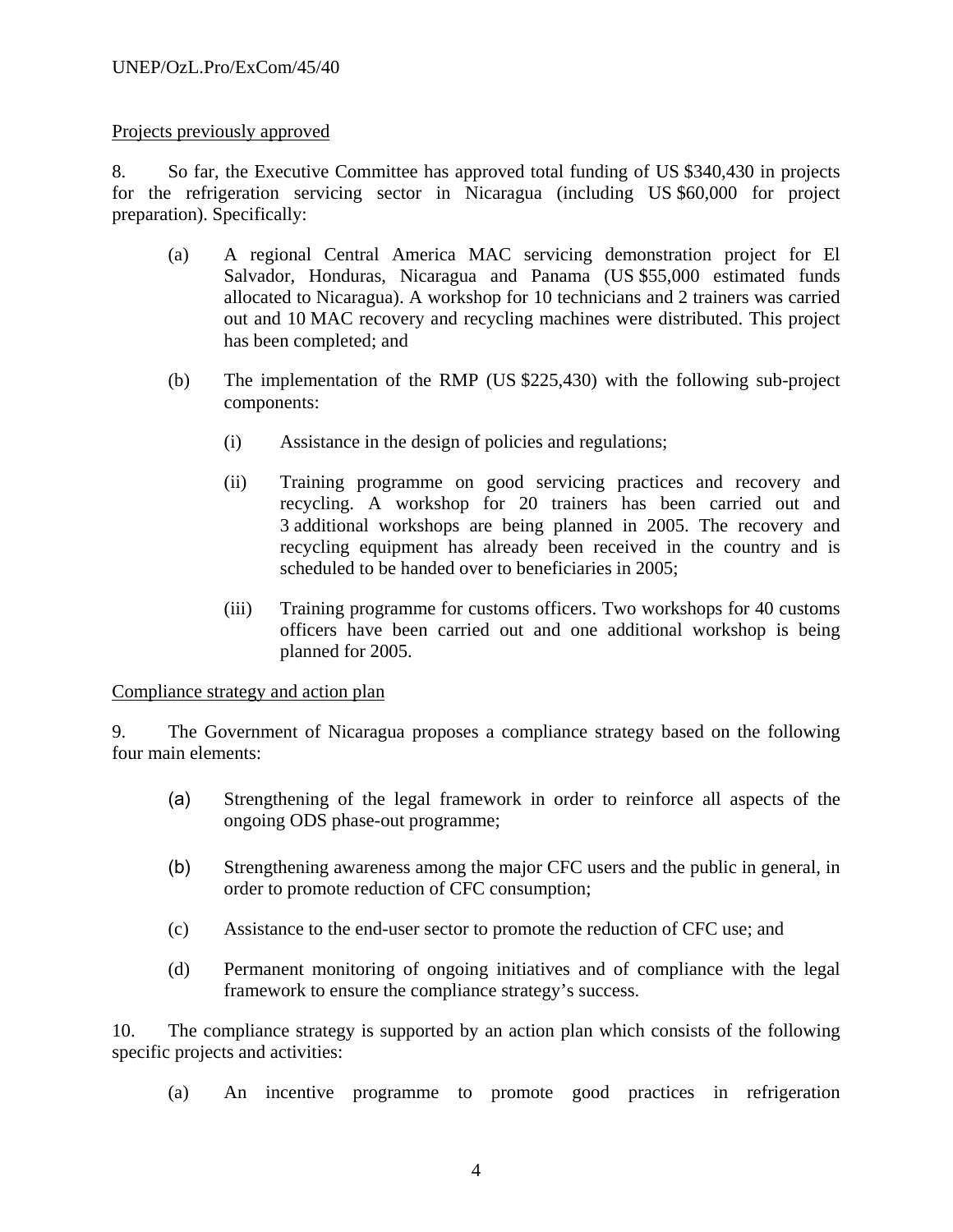Projects previously approved

8. So far, the Executive Committee has approved total funding of US $340,430 in projects for the refrigeration servicing sector in Nicaragua (including US $60,000 for project preparation). Specifically:

(a) A regional Central America MAC servicing demonstration project for El Salvador, Honduras, Nicaragua and Panama (US $55,000 estimated funds allocated to Nicaragua). A workshop for 10 technicians and 2 trainers was carried out and 10 MAC recovery and recycling machines were distributed. This project has been completed; and

(b) The implementation of the RMP (US $225,430) with the following sub-project components:

(i) Assistance in the design of policies and regulations;

(ii) Training programme on good servicing practices and recovery and recycling. A workshop for 20 trainers has been carried out and 3 additional workshops are being planned in 2005. The recovery and recycling equipment has already been received in the country and is scheduled to be handed over to beneficiaries in 2005;

(iii) Training programme for customs officers. Two workshops for 40 customs officers have been carried out and one additional workshop is being planned for 2005.

Compliance strategy and action plan

9. The Government of Nicaragua proposes a compliance strategy based on the following four main elements:

(a) Strengthening of the legal framework in order to reinforce all aspects of the ongoing ODS phase-out programme;

(b) Strengthening awareness among the major CFC users and the public in general, in order to promote reduction of CFC consumption;

(c) Assistance to the end-user sector to promote the reduction of CFC use; and

(d) Permanent monitoring of ongoing initiatives and of compliance with the legal framework to ensure the compliance strategy's success.

10. The compliance strategy is supported by an action plan which consists of the following specific projects and activities:

(a) An incentive programme to promote good practices in refrigeration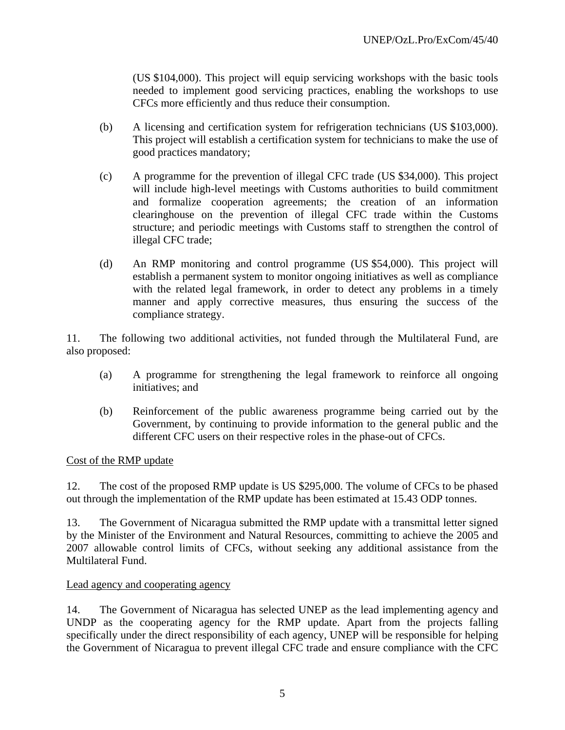(US $104,000). This project will equip servicing workshops with the basic tools needed to implement good servicing practices, enabling the workshops to use CFCs more efficiently and thus reduce their consumption.

(b) A licensing and certification system for refrigeration technicians (US $103,000). This project will establish a certification system for technicians to make the use of good practices mandatory;

(c) A programme for the prevention of illegal CFC trade (US $34,000). This project will include high-level meetings with Customs authorities to build commitment and formalize cooperation agreements; the creation of an information clearinghouse on the prevention of illegal CFC trade within the Customs structure; and periodic meetings with Customs staff to strengthen the control of illegal CFC trade;

(d) An RMP monitoring and control programme (US $54,000). This project will establish a permanent system to monitor ongoing initiatives as well as compliance with the related legal framework, in order to detect any problems in a timely manner and apply corrective measures, thus ensuring the success of the compliance strategy.

11. The following two additional activities, not funded through the Multilateral Fund, are also proposed:

(a) A programme for strengthening the legal framework to reinforce all ongoing initiatives; and

(b) Reinforcement of the public awareness programme being carried out by the Government, by continuing to provide information to the general public and the different CFC users on their respective roles in the phase-out of CFCs.

Cost of the RMP update

12. The cost of the proposed RMP update is US $295,000. The volume of CFCs to be phased out through the implementation of the RMP update has been estimated at 15.43 ODP tonnes.

13. The Government of Nicaragua submitted the RMP update with a transmittal letter signed by the Minister of the Environment and Natural Resources, committing to achieve the 2005 and 2007 allowable control limits of CFCs, without seeking any additional assistance from the Multilateral Fund.

Lead agency and cooperating agency

14. The Government of Nicaragua has selected UNEP as the lead implementing agency and UNDP as the cooperating agency for the RMP update. Apart from the projects falling specifically under the direct responsibility of each agency, UNEP will be responsible for helping the Government of Nicaragua to prevent illegal CFC trade and ensure compliance with the CFC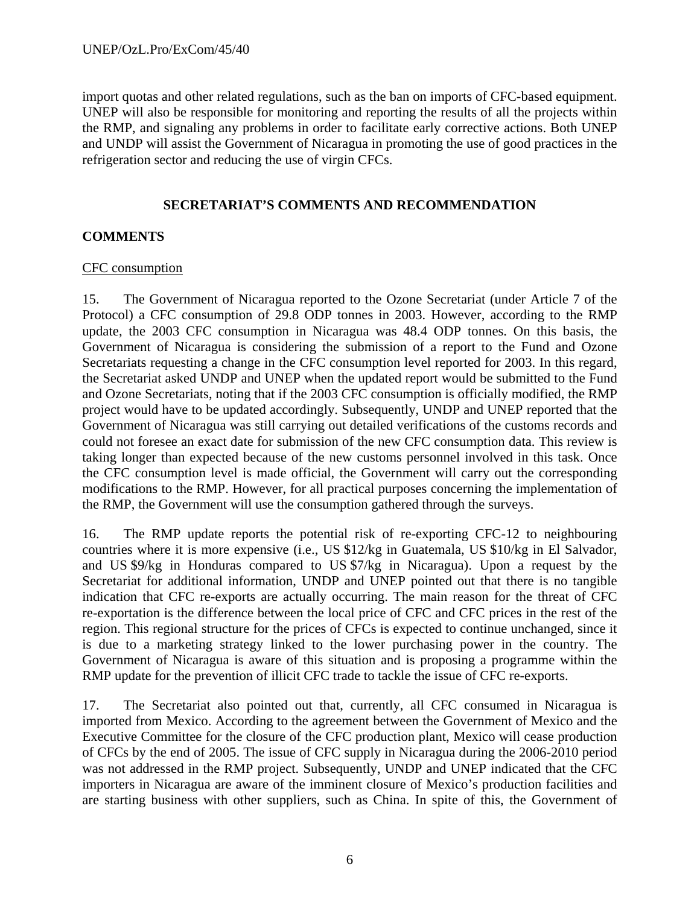import quotas and other related regulations, such as the ban on imports of CFC-based equipment. UNEP will also be responsible for monitoring and reporting the results of all the projects within the RMP, and signaling any problems in order to facilitate early corrective actions. Both UNEP and UNDP will assist the Government of Nicaragua in promoting the use of good practices in the refrigeration sector and reducing the use of virgin CFCs.

## SECRETARIAT'S COMMENTS AND RECOMMENDATION

### COMMENTS

CFC consumption

15. The Government of Nicaragua reported to the Ozone Secretariat (under Article 7 of the Protocol) a CFC consumption of 29.8 ODP tonnes in 2003. However, according to the RMP update, the 2003 CFC consumption in Nicaragua was 48.4 ODP tonnes. On this basis, the Government of Nicaragua is considering the submission of a report to the Fund and Ozone Secretariats requesting a change in the CFC consumption level reported for 2003. In this regard, the Secretariat asked UNDP and UNEP when the updated report would be submitted to the Fund and Ozone Secretariats, noting that if the 2003 CFC consumption is officially modified, the RMP project would have to be updated accordingly. Subsequently, UNDP and UNEP reported that the Government of Nicaragua was still carrying out detailed verifications of the customs records and could not foresee an exact date for submission of the new CFC consumption data. This review is taking longer than expected because of the new customs personnel involved in this task. Once the CFC consumption level is made official, the Government will carry out the corresponding modifications to the RMP. However, for all practical purposes concerning the implementation of the RMP, the Government will use the consumption gathered through the surveys.

16. The RMP update reports the potential risk of re-exporting CFC-12 to neighbouring countries where it is more expensive (i.e., US $12/kg in Guatemala, US $10/kg in El Salvador, and US $9/kg in Honduras compared to US $7/kg in Nicaragua). Upon a request by the Secretariat for additional information, UNDP and UNEP pointed out that there is no tangible indication that CFC re-exports are actually occurring. The main reason for the threat of CFC re-exportation is the difference between the local price of CFC and CFC prices in the rest of the region. This regional structure for the prices of CFCs is expected to continue unchanged, since it is due to a marketing strategy linked to the lower purchasing power in the country. The Government of Nicaragua is aware of this situation and is proposing a programme within the RMP update for the prevention of illicit CFC trade to tackle the issue of CFC re-exports.

17. The Secretariat also pointed out that, currently, all CFC consumed in Nicaragua is imported from Mexico. According to the agreement between the Government of Mexico and the Executive Committee for the closure of the CFC production plant, Mexico will cease production of CFCs by the end of 2005. The issue of CFC supply in Nicaragua during the 2006-2010 period was not addressed in the RMP project. Subsequently, UNDP and UNEP indicated that the CFC importers in Nicaragua are aware of the imminent closure of Mexico's production facilities and are starting business with other suppliers, such as China. In spite of this, the Government of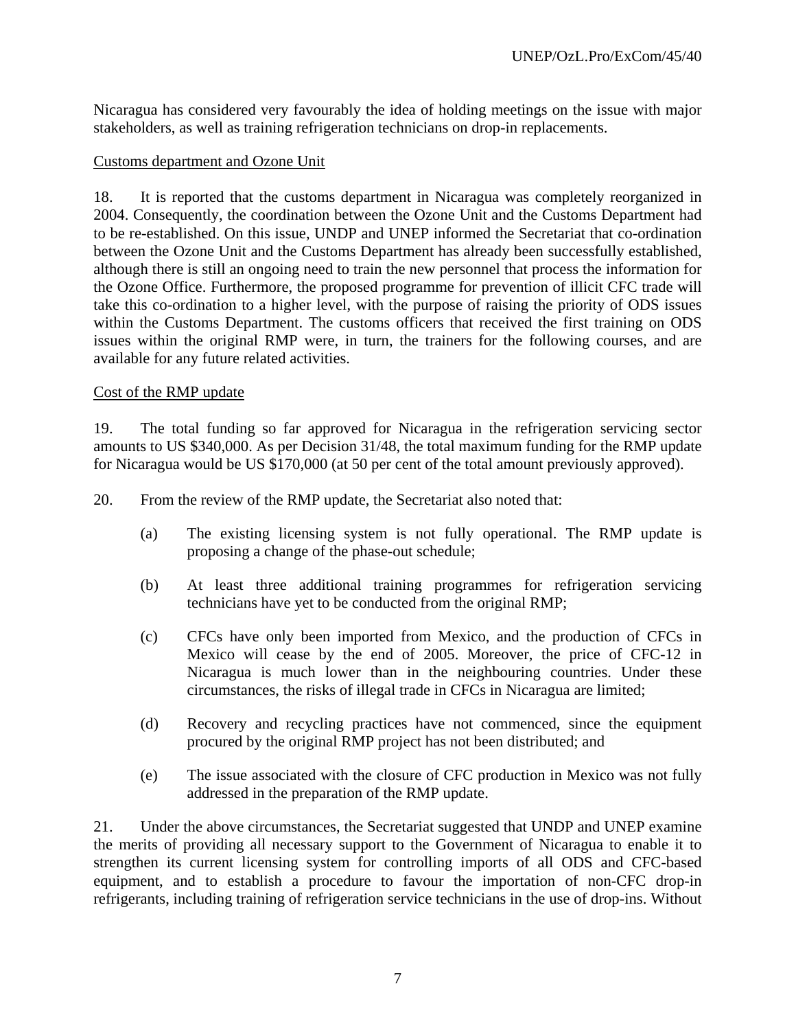Nicaragua has considered very favourably the idea of holding meetings on the issue with major stakeholders, as well as training refrigeration technicians on drop-in replacements.

Customs department and Ozone Unit

18. It is reported that the customs department in Nicaragua was completely reorganized in 2004. Consequently, the coordination between the Ozone Unit and the Customs Department had to be re-established. On this issue, UNDP and UNEP informed the Secretariat that co-ordination between the Ozone Unit and the Customs Department has already been successfully established, although there is still an ongoing need to train the new personnel that process the information for the Ozone Office. Furthermore, the proposed programme for prevention of illicit CFC trade will take this co-ordination to a higher level, with the purpose of raising the priority of ODS issues within the Customs Department. The customs officers that received the first training on ODS issues within the original RMP were, in turn, the trainers for the following courses, and are available for any future related activities.

Cost of the RMP update

19. The total funding so far approved for Nicaragua in the refrigeration servicing sector amounts to US $340,000. As per Decision 31/48, the total maximum funding for the RMP update for Nicaragua would be US $170,000 (at 50 per cent of the total amount previously approved).

20. From the review of the RMP update, the Secretariat also noted that:

(a) The existing licensing system is not fully operational. The RMP update is proposing a change of the phase-out schedule;

(b) At least three additional training programmes for refrigeration servicing technicians have yet to be conducted from the original RMP;

(c) CFCs have only been imported from Mexico, and the production of CFCs in Mexico will cease by the end of 2005. Moreover, the price of CFC-12 in Nicaragua is much lower than in the neighbouring countries. Under these circumstances, the risks of illegal trade in CFCs in Nicaragua are limited;

(d) Recovery and recycling practices have not commenced, since the equipment procured by the original RMP project has not been distributed; and

(e) The issue associated with the closure of CFC production in Mexico was not fully addressed in the preparation of the RMP update.

21. Under the above circumstances, the Secretariat suggested that UNDP and UNEP examine the merits of providing all necessary support to the Government of Nicaragua to enable it to strengthen its current licensing system for controlling imports of all ODS and CFC-based equipment, and to establish a procedure to favour the importation of non-CFC drop-in refrigerants, including training of refrigeration service technicians in the use of drop-ins. Without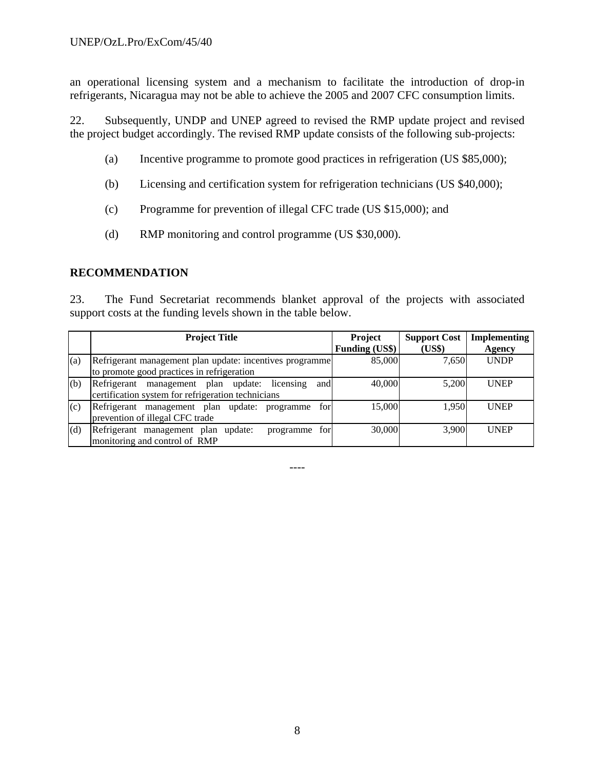an operational licensing system and a mechanism to facilitate the introduction of drop-in refrigerants, Nicaragua may not be able to achieve the 2005 and 2007 CFC consumption limits.

22. Subsequently, UNDP and UNEP agreed to revised the RMP update project and revised the project budget accordingly. The revised RMP update consists of the following sub-projects:

(a) Incentive programme to promote good practices in refrigeration (US $85,000);

(b) Licensing and certification system for refrigeration technicians (US $40,000);

(c) Programme for prevention of illegal CFC trade (US $15,000); and

(d) RMP monitoring and control programme (US $30,000).

## RECOMMENDATION

23. The Fund Secretariat recommends blanket approval of the projects with associated support costs at the funding levels shown in the table below.

| | Project Title | Project Funding (US$) | Support Cost (US$) | Implementing Agency |
|---|---|---|---|---|
| (a) | Refrigerant management plan update: incentives programme to promote good practices in refrigeration | 85,000 | 7,650 | UNDP |
| (b) | Refrigerant management plan update: licensing and certification system for refrigeration technicians | 40,000 | 5,200 | UNEP |
| (c) | Refrigerant management plan update: programme for prevention of illegal CFC trade | 15,000 | 1,950 | UNEP |
| (d) | Refrigerant management plan update: programme for monitoring and control of RMP | 30,000 | 3,900 | UNEP |

----